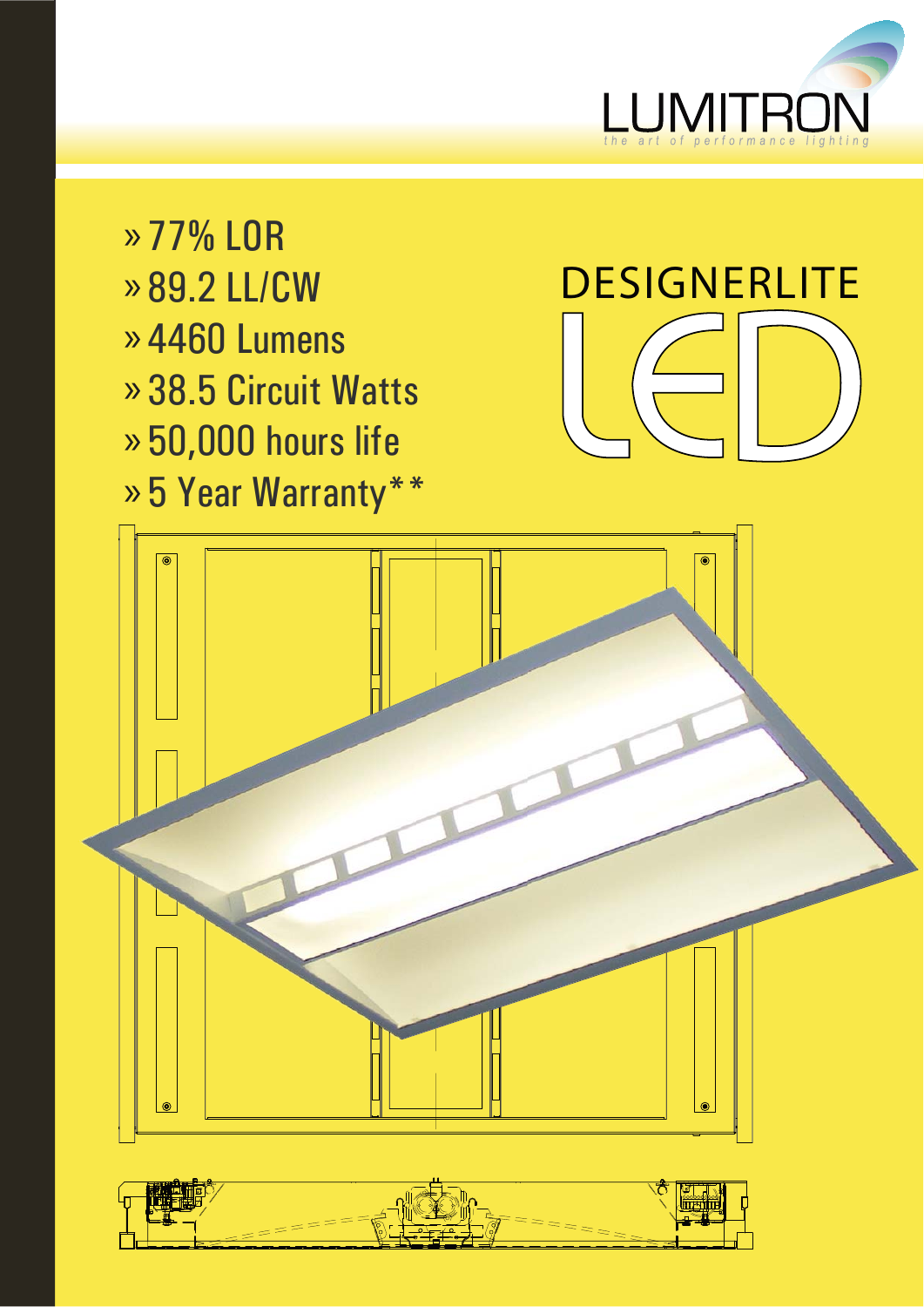LUMITRON

*the art of performance lighting*

# DESIGNERLITE LED

- 77% LOR
- 89.2 LL/CW
- 4460 Lumens
- 38.5 Circuit Watts
- 50,000 hours life
- 5 Year Warranty**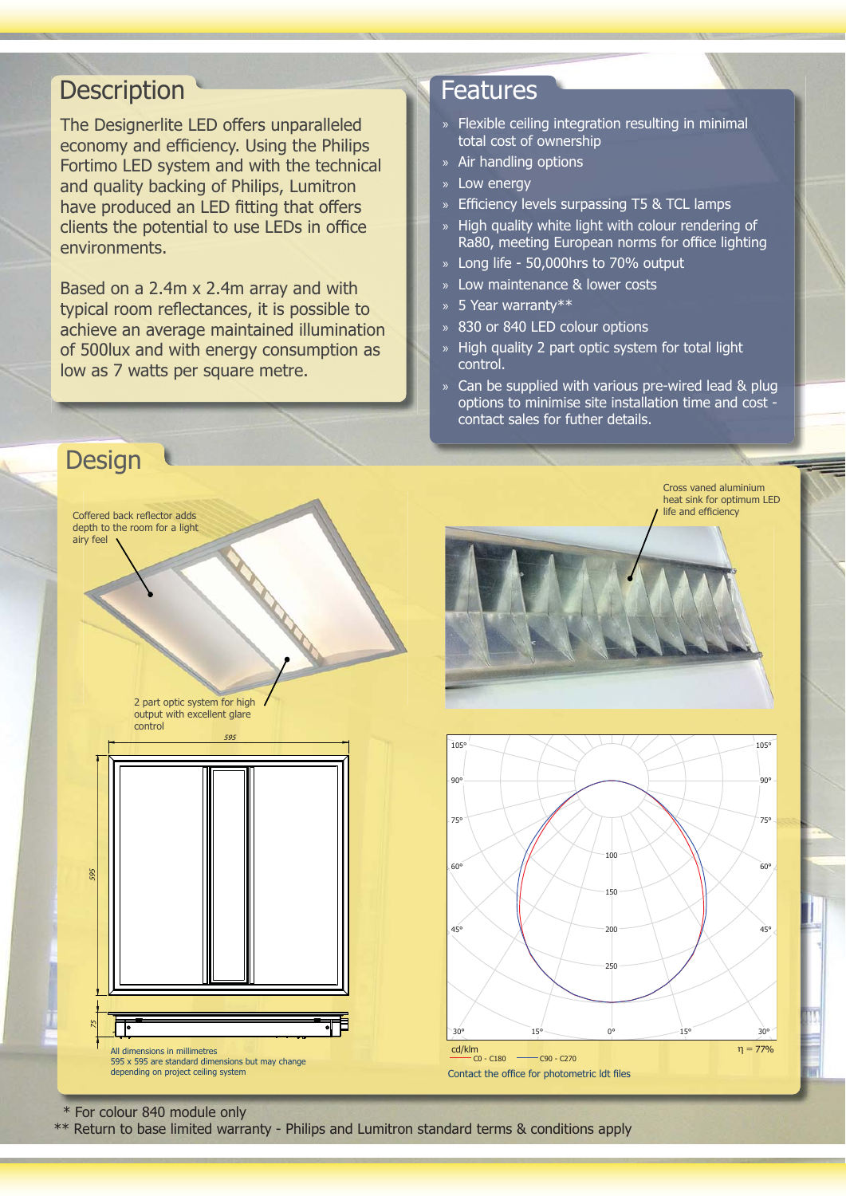## Description

The Designerlite LED offers unparalleled economy and efficiency. Using the Philips Fortimo LED system and with the technical and quality backing of Philips, Lumitron have produced an LED fitting that offers clients the potential to use LEDs in office environments.

Based on a 2.4m x 2.4m array and with typical room reflectances, it is possible to achieve an average maintained illumination of 500lux and with energy consumption as low as 7 watts per square metre.

## Features

- Flexible ceiling integration resulting in minimal total cost of ownership
- Air handling options
- Low energy
- Efficiency levels surpassing T5 & TCL lamps
- High quality white light with colour rendering of Ra80, meeting European norms for office lighting
- Long life - 50,000hrs to 70% output
- Low maintenance & lower costs
- 5 Year warranty**
- 830 or 840 LED colour options
- High quality 2 part optic system for total light control.
- Can be supplied with pre-wired lead & plug options to minimise site installation time and cost - contact sales for futher details.

## Design

Coffered back reflector adds depth to the room for a light airy feel

2 part optic system for high output with excellent glare control

Cross vaned aluminium heat sink for optimum LED life and efficiency

595

595

75

All dimensions in millimetres
595 x 595 are standard dimensions but may change depending on project ceiling system

105° 90° 75° 60° 45° 30° 15° 0° 15° 30° 45° 60° 75° 90° 105°

100 150 200 250

cd/klm — C0 - C180 — C90 - C270 η = 77%

Contact the office for photometric ldt files

\* For colour 840 module only

\*\* Return to base limited warranty - Philips and Lumitron standard terms & conditions apply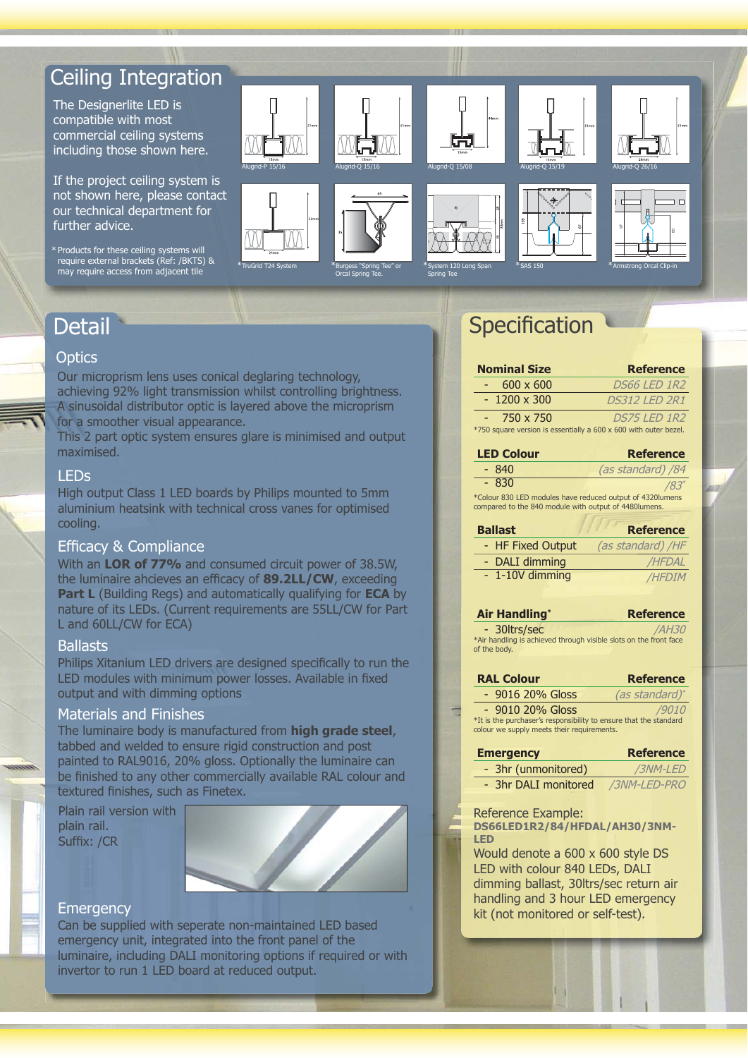# Ceiling Integration

The Designerlite LED is compatible with most commercial ceiling systems including those shown here.

If the project ceiling system is not shown here, please contact our technical department for further advice.

* Products for these ceiling systems will require external brackets (Ref: /BKTS) & may require access from adjacent tile

Alugrid-P 15/16

Alugrid-Q 15/16

Alugrid-Q 15/08

Alugrid-Q 15/19

Alugrid-Q 26/16

*TruGrid T24 System

*Burgess "Spring Tee" or Orcal Spring Tee.

*System 120 Long Span Spring Tee

*SAS 150

*Armstrong Orcal Clip-in

# Detail

## Optics

Our microprism lens uses conical deglaring technology, achieving 92% light transmission whilst controlling brightness. A sinusoidal distributor optic is layered above the microprism for a smoother visual appearance.
This 2 part optic system ensures glare is minimised and output maximised.

## LEDs

High output Class 1 LED boards by Philips mounted to 5mm aluminium heatsink with technical cross vanes for optimised cooling.

## Efficacy & Compliance

With an **LOR of 77%** and consumed circuit power of 38.5W, the luminaire ahcieves an efficacy of **89.2LL/CW**, exceeding **Part L** (Building Regs) and automatically qualifying for **ECA** by nature of its LEDs. (Current requirements are 55LL/CW for Part L and 60LL/CW for ECA)

## Ballasts

Philips Xitanium LED drivers are designed specifically to run the LED modules with minimum power losses. Available in fixed output and with dimming options

## Materials and Finishes

The luminaire body is manufactured from **high grade steel**, tabbed and welded to ensure rigid construction and post painted to RAL9016, 20% gloss. Optionally the luminaire can be finished to any other commercially available RAL colour and textured finishes, such as Finetex.

Plain rail version with plain rail.
Suffix: /CR

## Emergency

Can be supplied with seperate non-maintained LED based emergency unit, integrated into the front panel of the luminaire, including DALI monitoring options if required or with invertor to run 1 LED board at reduced output.

# Specification

| Nominal Size | Reference |
|---|---|
| - 600 x 600 | *DS66 LED 1R2* |
| - 1200 x 300 | *DS312 LED 2R1* |
| - 750 x 750 | *DS75 LED 1R2* |

*750 square version is essentially a 600 x 600 with outer bezel.

| LED Colour | Reference |
|---|---|
| - 840 | *(as standard) /84* |
| - 830 | */83** |

*Colour 830 LED modules have reduced output of 4320lumens compared to the 840 module with output of 4480lumens.

| Ballast | Reference |
|---|---|
| - HF Fixed Output | *(as standard) /HF* |
| - DALI dimming | */HFDAL* |
| - 1-10V dimming | */HFDIM* |

| Air Handling* | Reference |
|---|---|
| - 30ltrs/sec | */AH30* |

*Air handling is achieved through visible slots on the front face of the body.

| RAL Colour | Reference |
|---|---|
| - 9016 20% Gloss | *(as standard)** |
| - 9010 20% Gloss | */9010* |

*It is the purchaser's responsibility to ensure that the standard colour we supply meets their requirements.

| Emergency | Reference |
|---|---|
| - 3hr (unmonitored) | */3NM-LED* |
| - 3hr DALI monitored | */3NM-LED-PRO* |

Reference Example:
**DS66LED1R2/84/HFDAL/AH30/3NM-LED**
Would denote a 600 x 600 style DS LED with colour 840 LEDs, DALI dimming ballast, 30ltrs/sec return air handling and 3 hour LED emergency kit (not monitored or self-test).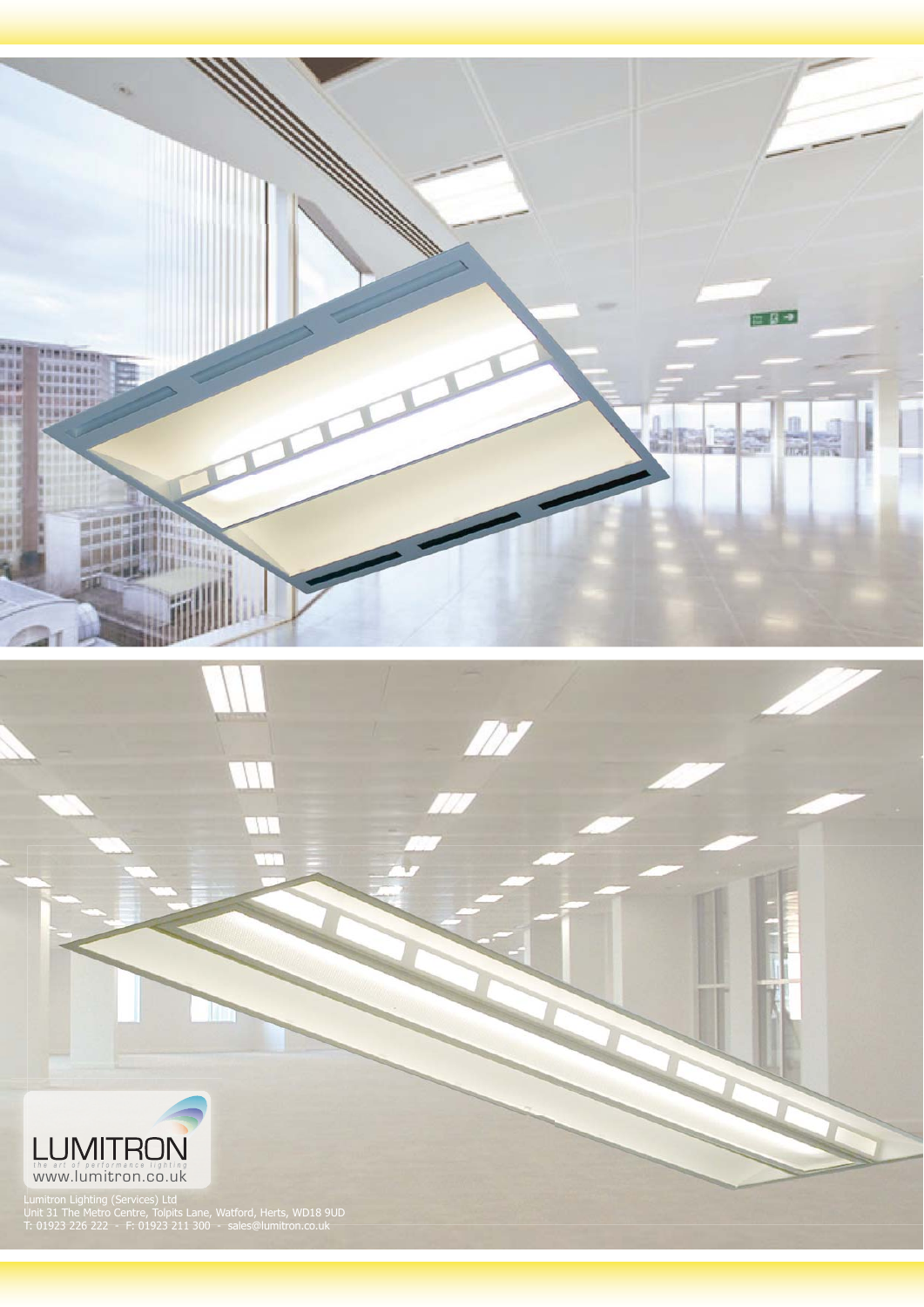LUMITRON

*the art of performance lighting*

www.lumitron.co.uk

Lumitron Lighting (Services) Ltd
Unit 31 The Metro Centre, Tolpits Lane, Watford, Herts, WD18 9UD
T: 01923 226 222 - F: 01923 211 300 - sales@lumitron.co.uk